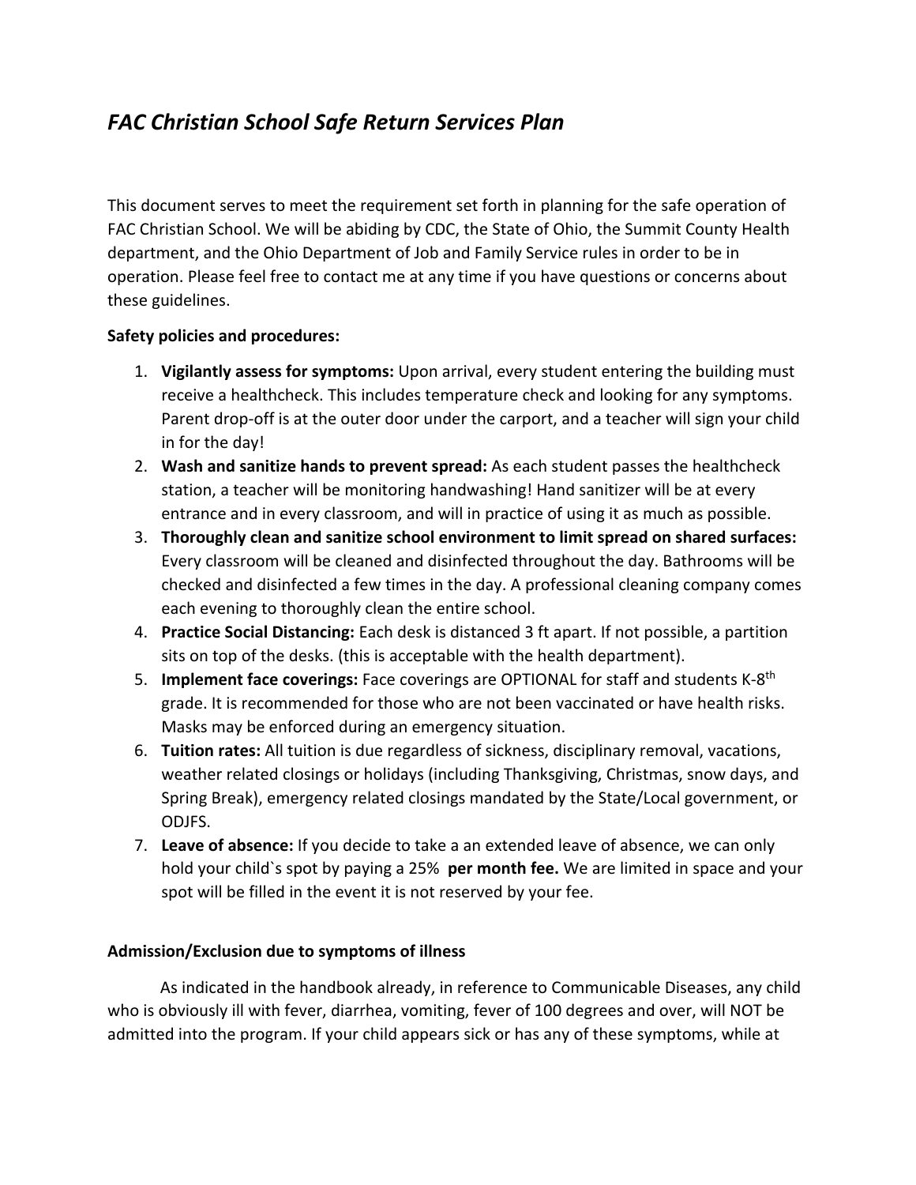# *FAC Christian School Safe Return Services Plan*

This document serves to meet the requirement set forth in planning for the safe operation of FAC Christian School. We will be abiding by CDC, the State of Ohio, the Summit County Health department, and the Ohio Department of Job and Family Service rules in order to be in operation. Please feel free to contact me at any time if you have questions or concerns about these guidelines.

**Safety policies and procedures:**

1. **Vigilantly assess for symptoms:** Upon arrival, every student entering the building must receive a healthcheck. This includes temperature check and looking for any symptoms. Parent drop-off is at the outer door under the carport, and a teacher will sign your child in for the day!
2. **Wash and sanitize hands to prevent spread:** As each student passes the healthcheck station, a teacher will be monitoring handwashing! Hand sanitizer will be at every entrance and in every classroom, and will in practice of using it as much as possible.
3. **Thoroughly clean and sanitize school environment to limit spread on shared surfaces:** Every classroom will be cleaned and disinfected throughout the day. Bathrooms will be checked and disinfected a few times in the day. A professional cleaning company comes each evening to thoroughly clean the entire school.
4. **Practice Social Distancing:** Each desk is distanced 3 ft apart. If not possible, a partition sits on top of the desks. (this is acceptable with the health department).
5. **Implement face coverings:** Face coverings are OPTIONAL for staff and students K-8th grade. It is recommended for those who are not been vaccinated or have health risks. Masks may be enforced during an emergency situation.
6. **Tuition rates:** All tuition is due regardless of sickness, disciplinary removal, vacations, weather related closings or holidays (including Thanksgiving, Christmas, snow days, and Spring Break), emergency related closings mandated by the State/Local government, or ODJFS.
7. **Leave of absence:** If you decide to take a an extended leave of absence, we can only hold your child`s spot by paying a 25% **per month fee.** We are limited in space and your spot will be filled in the event it is not reserved by your fee.

**Admission/Exclusion due to symptoms of illness**

As indicated in the handbook already, in reference to Communicable Diseases, any child who is obviously ill with fever, diarrhea, vomiting, fever of 100 degrees and over, will NOT be admitted into the program. If your child appears sick or has any of these symptoms, while at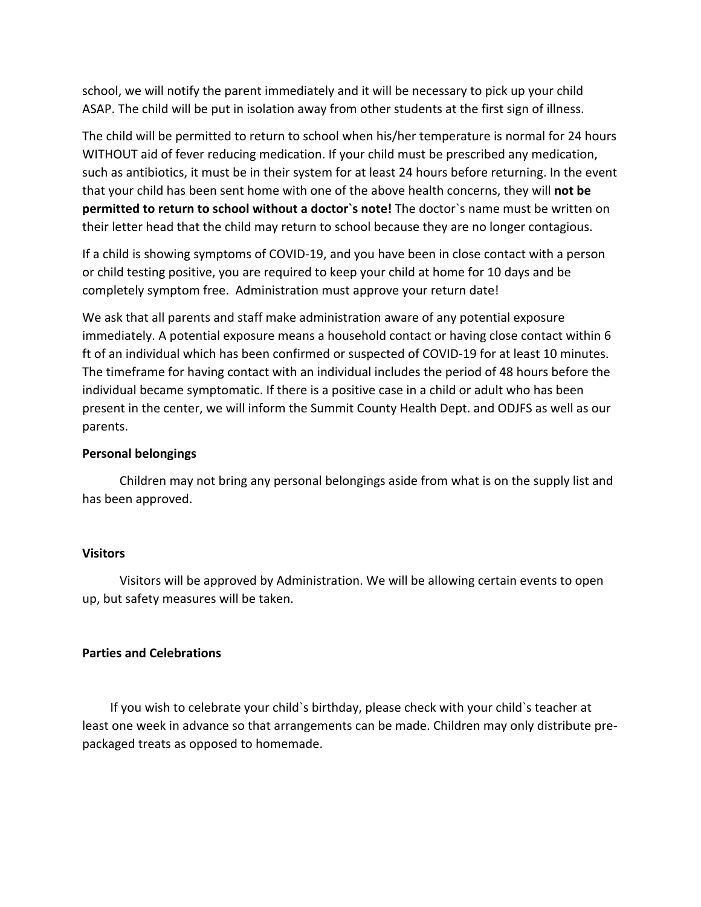school, we will notify the parent immediately and it will be necessary to pick up your child ASAP. The child will be put in isolation away from other students at the first sign of illness.

The child will be permitted to return to school when his/her temperature is normal for 24 hours WITHOUT aid of fever reducing medication. If your child must be prescribed any medication, such as antibiotics, it must be in their system for at least 24 hours before returning. In the event that your child has been sent home with one of the above health concerns, they will **not be permitted to return to school without a doctor`s note!** The doctor`s name must be written on their letter head that the child may return to school because they are no longer contagious.

If a child is showing symptoms of COVID-19, and you have been in close contact with a person or child testing positive, you are required to keep your child at home for 10 days and be completely symptom free. Administration must approve your return date!

We ask that all parents and staff make administration aware of any potential exposure immediately. A potential exposure means a household contact or having close contact within 6 ft of an individual which has been confirmed or suspected of COVID-19 for at least 10 minutes. The timeframe for having contact with an individual includes the period of 48 hours before the individual became symptomatic. If there is a positive case in a child or adult who has been present in the center, we will inform the Summit County Health Dept. and ODJFS as well as our parents.

**Personal belongings**

Children may not bring any personal belongings aside from what is on the supply list and has been approved.

**Visitors**

Visitors will be approved by Administration. We will be allowing certain events to open up, but safety measures will be taken.

**Parties and Celebrations**

If you wish to celebrate your child`s birthday, please check with your child`s teacher at least one week in advance so that arrangements can be made. Children may only distribute pre-packaged treats as opposed to homemade.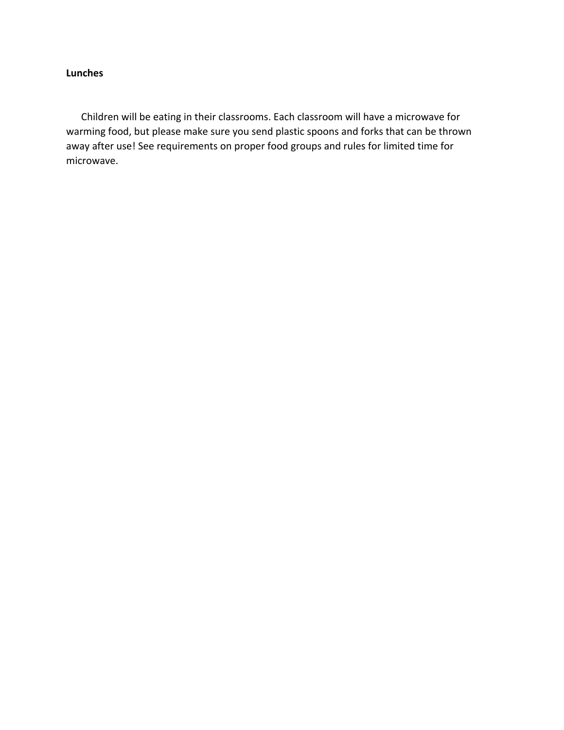**Lunches**

Children will be eating in their classrooms. Each classroom will have a microwave for warming food, but please make sure you send plastic spoons and forks that can be thrown away after use! See requirements on proper food groups and rules for limited time for microwave.